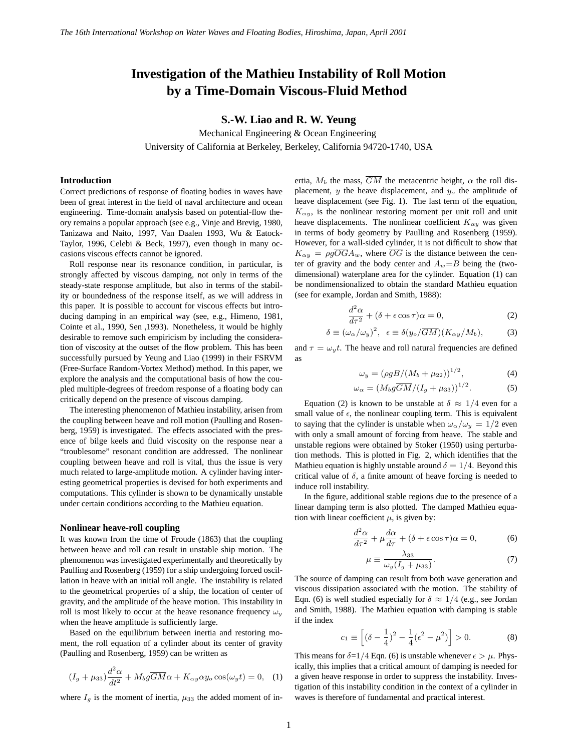# Investigation of the Mathieu Instability of Roll Motion by a Time-Domain Viscous-Fluid Method

**S.-W. Liao and R. W. Yeung**

Mechanical Engineering & Ocean Engineering
University of California at Berkeley, Berkeley, California 94720-1740, USA

## Introduction

Correct predictions of response of floating bodies in waves have been of great interest in the field of naval architecture and ocean engineering. Time-domain analysis based on potential-flow theory remains a popular approach (see e.g., Vinje and Brevig, 1980, Tanizawa and Naito, 1997, Van Daalen 1993, Wu & Eatock-Taylor, 1996, Celebi & Beck, 1997), even though in many occasions viscous effects cannot be ignored.

Roll response near its resonance condition, in particular, is strongly affected by viscous damping, not only in terms of the steady-state response amplitude, but also in terms of the stability or boundedness of the response itself, as we will address in this paper. It is possible to account for viscous effects but introducing damping in an empirical way (see, e.g., Himeno, 1981, Cointe et al., 1990, Sen ,1993). Nonetheless, it would be highly desirable to remove such empiricism by including the consideration of viscosity at the outset of the flow problem. This has been successfully pursued by Yeung and Liao (1999) in their FSRVM (Free-Surface Random-Vortex Method) method. In this paper, we explore the analysis and the computational basis of how the coupled multiple-degrees of freedom response of a floating body can critically depend on the presence of viscous damping.

The interesting phenomenon of Mathieu instability, arisen from the coupling between heave and roll motion (Paulling and Rosenberg, 1959) is investigated. The effects associated with the presence of bilge keels and fluid viscosity on the response near a "troublesome" resonant condition are addressed. The nonlinear coupling between heave and roll is vital, thus the issue is very much related to large-amplitude motion. A cylinder having interesting geometrical properties is devised for both experiments and computations. This cylinder is shown to be dynamically unstable under certain conditions according to the Mathieu equation.

## Nonlinear heave-roll coupling

It was known from the time of Froude (1863) that the coupling between heave and roll can result in unstable ship motion. The phenomenon was investigated experimentally and theoretically by Paulling and Rosenberg (1959) for a ship undergoing forced oscillation in heave with an initial roll angle. The instability is related to the geometrical properties of a ship, the location of center of gravity, and the amplitude of the heave motion. This instability in roll is most likely to occur at the heave resonance frequency $\omega_y$ when the heave amplitude is sufficiently large.

Based on the equilibrium between inertia and restoring moment, the roll equation of a cylinder about its center of gravity (Paulling and Rosenberg, 1959) can be written as

$$(I_g + \mu_{33})\frac{d^2\alpha}{dt^2} + M_b g\overline{GM}\alpha + K_{\alpha y}\alpha y_o \cos(\omega_y t) = 0, \quad (1)$$

where $I_g$ is the moment of inertia, $\mu_{33}$ the added moment of inertia, $M_b$ the mass, $\overline{GM}$ the metacentric height, $\alpha$ the roll displacement, $y$ the heave displacement, and $y_o$ the amplitude of heave displacement (see Fig. 1). The last term of the equation, $K_{\alpha y}$, is the nonlinear restoring moment per unit roll and unit heave displacements. The nonlinear coefficient $K_{\alpha y}$ was given in terms of body geometry by Paulling and Rosenberg (1959). However, for a wall-sided cylinder, it is not difficult to show that $K_{\alpha y} = \rho g\overline{OG}A_w$, where $\overline{OG}$ is the distance between the center of gravity and the body center and $A_w$=$B$ being the (two-dimensional) waterplane area for the cylinder. Equation (1) can be nondimensionalized to obtain the standard Mathieu equation (see for example, Jordan and Smith, 1988):

$$\frac{d^2\alpha}{d\tau^2} + (\delta + \epsilon\cos\tau)\alpha = 0, \quad (2)$$

$$\delta \equiv (\omega_\alpha/\omega_y)^2, \quad \epsilon \equiv \delta(y_o/\overline{GM})(K_{\alpha y}/M_b), \quad (3)$$

and $\tau = \omega_y t$. The heave and roll natural frequencies are defined as

$$\omega_y = (\rho g B/(M_b + \mu_{22}))^{1/2}, \quad (4)$$

$$\omega_\alpha = (M_b g\overline{GM}/(I_g + \mu_{33}))^{1/2}. \quad (5)$$

Equation (2) is known to be unstable at $\delta \approx 1/4$ even for a small value of $\epsilon$, the nonlinear coupling term. This is equivalent to saying that the cylinder is unstable when $\omega_\alpha/\omega_y = 1/2$ even with only a small amount of forcing from heave. The stable and unstable regions were obtained by Stoker (1950) using perturbation methods. This is plotted in Fig. 2, which identifies that the Mathieu equation is highly unstable around $\delta = 1/4$. Beyond this critical value of $\delta$, a finite amount of heave forcing is needed to induce roll instability.

In the figure, additional stable regions due to the presence of a linear damping term is also plotted. The damped Mathieu equation with linear coefficient $\mu$, is given by:

$$\frac{d^2\alpha}{d\tau^2} + \mu\frac{d\alpha}{d\tau} + (\delta + \epsilon\cos\tau)\alpha = 0, \quad (6)$$

$$\mu \equiv \frac{\lambda_{33}}{\omega_y(I_g + \mu_{33})}. \quad (7)$$

The source of damping can result from both wave generation and viscous dissipation associated with the motion. The stability of Eqn. (6) is well studied especially for $\delta \approx 1/4$ (e.g., see Jordan and Smith, 1988). The Mathieu equation with damping is stable if the index

$$c_1 \equiv \left[(\delta - \frac{1}{4})^2 - \frac{1}{4}(\epsilon^2 - \mu^2)\right] > 0. \quad (8)$$

This means for $\delta$=1/4 Eqn. (6) is unstable whenever $\epsilon > \mu$. Physically, this implies that a critical amount of damping is needed for a given heave response in order to suppress the instability. Investigation of this instability condition in the context of a cylinder in waves is therefore of fundamental and practical interest.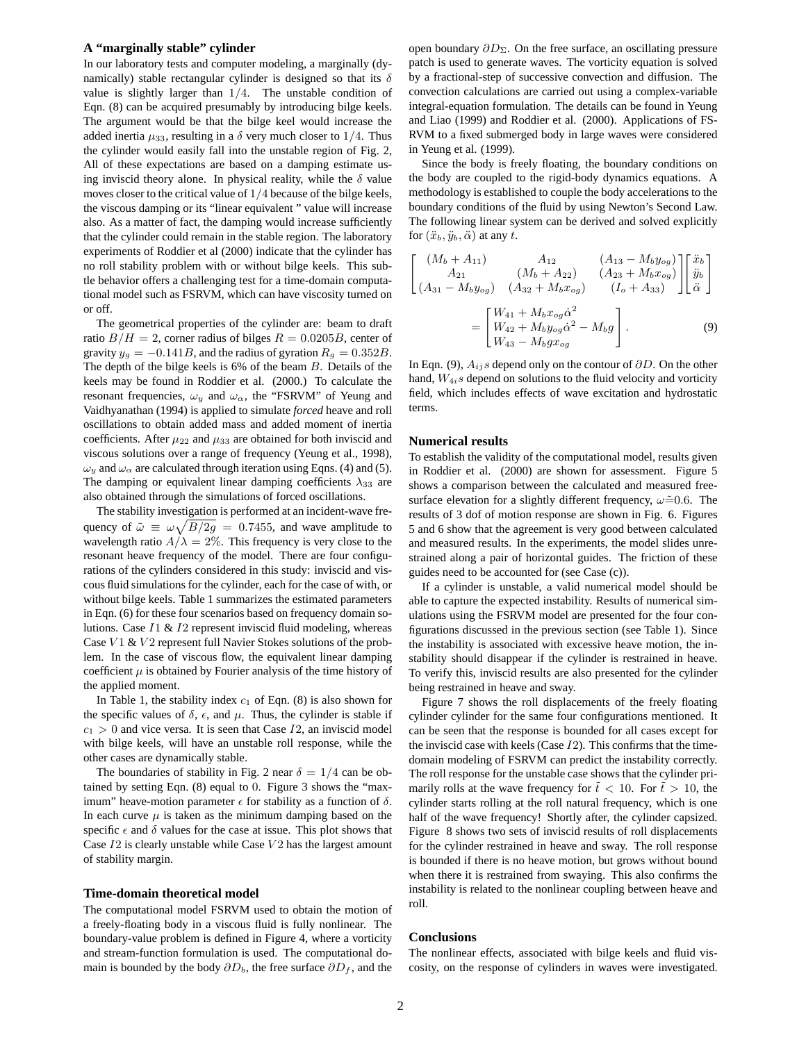### A "marginally stable" cylinder

In our laboratory tests and computer modeling, a marginally (dynamically) stable rectangular cylinder is designed so that its $\delta$ value is slightly larger than $1/4$. The unstable condition of Eqn. (8) can be acquired presumably by introducing bilge keels. The argument would be that the bilge keel would increase the added inertia $\mu_{33}$, resulting in a $\delta$ very much closer to $1/4$. Thus the cylinder would easily fall into the unstable region of Fig. 2, All of these expectations are based on a damping estimate using inviscid theory alone. In physical reality, while the $\delta$ value moves closer to the critical value of $1/4$ because of the bilge keels, the viscous damping or its "linear equivalent " value will increase also. As a matter of fact, the damping would increase sufficiently that the cylinder could remain in the stable region. The laboratory experiments of Roddier et al (2000) indicate that the cylinder has no roll stability problem with or without bilge keels. This subtle behavior offers a challenging test for a time-domain computational model such as FSRVM, which can have viscosity turned on or off.

The geometrical properties of the cylinder are: beam to draft ratio $B/H = 2$, corner radius of bilges $R = 0.0205B$, center of gravity $y_g = -0.141B$, and the radius of gyration $R_g = 0.352B$. The depth of the bilge keels is 6% of the beam $B$. Details of the keels may be found in Roddier et al. (2000.) To calculate the resonant frequencies, $\omega_y$ and $\omega_\alpha$, the "FSRVM" of Yeung and Vaidhyanathan (1994) is applied to simulate *forced* heave and roll oscillations to obtain added mass and added moment of inertia coefficients. After $\mu_{22}$ and $\mu_{33}$ are obtained for both inviscid and viscous solutions over a range of frequency (Yeung et al., 1998), $\omega_y$ and $\omega_\alpha$ are calculated through iteration using Eqns. (4) and (5). The damping or equivalent linear damping coefficients $\lambda_{33}$ are also obtained through the simulations of forced oscillations.

The stability investigation is performed at an incident-wave frequency of $\tilde{\omega} \equiv \omega\sqrt{B/2g} = 0.7455$, and wave amplitude to wavelength ratio $A/\lambda = 2\%$. This frequency is very close to the resonant heave frequency of the model. There are four configurations of the cylinders considered in this study: inviscid and viscous fluid simulations for the cylinder, each for the case of with, or without bilge keels. Table 1 summarizes the estimated parameters in Eqn. (6) for these four scenarios based on frequency domain solutions. Case $I1$ & $I2$ represent inviscid fluid modeling, whereas Case $V1$ & $V2$ represent full Navier Stokes solutions of the problem. In the case of viscous flow, the equivalent linear damping coefficient $\mu$ is obtained by Fourier analysis of the time history of the applied moment.

In Table 1, the stability index $c_1$ of Eqn. (8) is also shown for the specific values of $\delta$, $\epsilon$, and $\mu$. Thus, the cylinder is stable if $c_1 > 0$ and vice versa. It is seen that Case $I2$, an inviscid model with bilge keels, will have an unstable roll response, while the other cases are dynamically stable.

The boundaries of stability in Fig. 2 near $\delta = 1/4$ can be obtained by setting Eqn. (8) equal to 0. Figure 3 shows the "maximum" heave-motion parameter $\epsilon$ for stability as a function of $\delta$. In each curve $\mu$ is taken as the minimum damping based on the specific $\epsilon$ and $\delta$ values for the case at issue. This plot shows that Case $I2$ is clearly unstable while Case $V2$ has the largest amount of stability margin.

### Time-domain theoretical model

The computational model FSRVM used to obtain the motion of a freely-floating body in a viscous fluid is fully nonlinear. The boundary-value problem is defined in Figure 4, where a vorticity and stream-function formulation is used. The computational domain is bounded by the body $\partial D_b$, the free surface $\partial D_f$, and the open boundary $\partial D_\Sigma$. On the free surface, an oscillating pressure patch is used to generate waves. The vorticity equation is solved by a fractional-step of successive convection and diffusion. The convection calculations are carried out using a complex-variable integral-equation formulation. The details can be found in Yeung and Liao (1999) and Roddier et al. (2000). Applications of FSRVM to a fixed submerged body in large waves were considered in Yeung et al. (1999).

Since the body is freely floating, the boundary conditions on the body are coupled to the rigid-body dynamics equations. A methodology is established to couple the body accelerations to the boundary conditions of the fluid by using Newton's Second Law. The following linear system can be derived and solved explicitly for $(\ddot{x}_b, \ddot{y}_b, \ddot{\alpha})$ at any $t$.

$$
\begin{bmatrix} (M_b + A_{11}) & A_{12} & (A_{13} - M_b y_{og}) \\ A_{21} & (M_b + A_{22}) & (A_{23} + M_b x_{og}) \\ (A_{31} - M_b y_{og}) & (A_{32} + M_b x_{og}) & (I_o + A_{33}) \end{bmatrix} \begin{bmatrix} \ddot{x}_b \\ \ddot{y}_b \\ \ddot{\alpha} \end{bmatrix} = \begin{bmatrix} W_{41} + M_b x_{og}\dot{\alpha}^2 \\ W_{42} + M_b y_{og}\dot{\alpha}^2 - M_b g \\ W_{43} - M_b g x_{og} \end{bmatrix}. \qquad (9)
$$

In Eqn. (9), $A_{ij}s$ depend only on the contour of $\partial D$. On the other hand, $W_{4i}s$ depend on solutions to the fluid velocity and vorticity field, which includes effects of wave excitation and hydrostatic terms.

### Numerical results

To establish the validity of the computational model, results given in Roddier et al. (2000) are shown for assessment. Figure 5 shows a comparison between the calculated and measured free-surface elevation for a slightly different frequency, $\omega \doteq 0.6$. The results of 3 dof of motion response are shown in Fig. 6. Figures 5 and 6 show that the agreement is very good between calculated and measured results. In the experiments, the model slides unrestrained along a pair of horizontal guides. The friction of these guides need to be accounted for (see Case (c)).

If a cylinder is unstable, a valid numerical model should be able to capture the expected instability. Results of numerical simulations using the FSRVM model are presented for the four configurations discussed in the previous section (see Table 1). Since the instability is associated with excessive heave motion, the instability should disappear if the cylinder is restrained in heave. To verify this, inviscid results are also presented for the cylinder being restrained in heave and sway.

Figure 7 shows the roll displacements of the freely floating cylinder cylinder for the same four configurations mentioned. It can be seen that the response is bounded for all cases except for the inviscid case with keels (Case $I2$). This confirms that the time-domain modeling of FSRVM can predict the instability correctly. The roll response for the unstable case shows that the cylinder primarily rolls at the wave frequency for $\tilde{t} < 10$. For $\tilde{t} > 10$, the cylinder starts rolling at the roll natural frequency, which is one half of the wave frequency! Shortly after, the cylinder capsized. Figure 8 shows two sets of inviscid results of roll displacements for the cylinder restrained in heave and sway. The roll response is bounded if there is no heave motion, but grows without bound when there it is restrained from swaying. This also confirms the instability is related to the nonlinear coupling between heave and roll.

### Conclusions

The nonlinear effects, associated with bilge keels and fluid viscosity, on the response of cylinders in waves were investigated.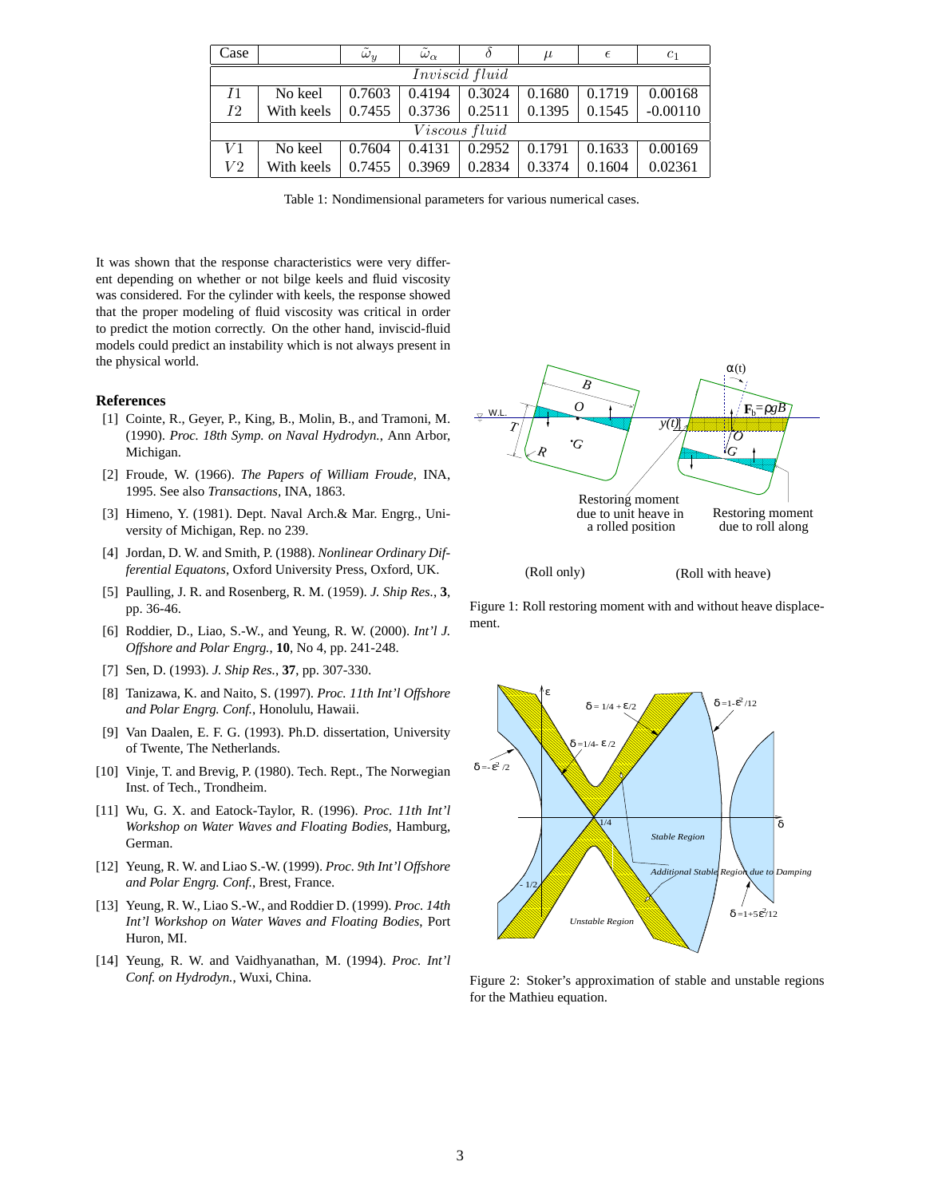| Case | | $\tilde{\omega}_y$ | $\tilde{\omega}_\alpha$ | $\delta$ | $\mu$ | $\epsilon$ | $c_1$ |
|---|---|---|---|---|---|---|---|
| *Inviscid fluid* | | | | | | | |
| $I1$ | No keel | 0.7603 | 0.4194 | 0.3024 | 0.1680 | 0.1719 | 0.00168 |
| $I2$ | With keels | 0.7455 | 0.3736 | 0.2511 | 0.1395 | 0.1545 | -0.00110 |
| *Viscous fluid* | | | | | | | |
| $V1$ | No keel | 0.7604 | 0.4131 | 0.2952 | 0.1791 | 0.1633 | 0.00169 |
| $V2$ | With keels | 0.7455 | 0.3969 | 0.2834 | 0.3374 | 0.1604 | 0.02361 |

Table 1: Nondimensional parameters for various numerical cases.

It was shown that the response characteristics were very different depending on whether or not bilge keels and fluid viscosity was considered. For the cylinder with keels, the response showed that the proper modeling of fluid viscosity was critical in order to predict the motion correctly. On the other hand, inviscid-fluid models could predict an instability which is not always present in the physical world.

## References

[1] Cointe, R., Geyer, P., King, B., Molin, B., and Tramoni, M. (1990). *Proc. 18th Symp. on Naval Hydrodyn.*, Ann Arbor, Michigan.

[2] Froude, W. (1966). *The Papers of William Froude*, INA, 1995. See also *Transactions*, INA, 1863.

[3] Himeno, Y. (1981). Dept. Naval Arch.& Mar. Engrg., University of Michigan, Rep. no 239.

[4] Jordan, D. W. and Smith, P. (1988). *Nonlinear Ordinary Differential Equatons*, Oxford University Press, Oxford, UK.

[5] Paulling, J. R. and Rosenberg, R. M. (1959). *J. Ship Res.*, **3**, pp. 36-46.

[6] Roddier, D., Liao, S.-W., and Yeung, R. W. (2000). *Int'l J. Offshore and Polar Engrg.*, **10**, No 4, pp. 241-248.

[7] Sen, D. (1993). *J. Ship Res.*, **37**, pp. 307-330.

[8] Tanizawa, K. and Naito, S. (1997). *Proc. 11th Int'l Offshore and Polar Engrg. Conf.*, Honolulu, Hawaii.

[9] Van Daalen, E. F. G. (1993). Ph.D. dissertation, University of Twente, The Netherlands.

[10] Vinje, T. and Brevig, P. (1980). Tech. Rept., The Norwegian Inst. of Tech., Trondheim.

[11] Wu, G. X. and Eatock-Taylor, R. (1996). *Proc. 11th Int'l Workshop on Water Waves and Floating Bodies*, Hamburg, German.

[12] Yeung, R. W. and Liao S.-W. (1999). *Proc. 9th Int'l Offshore and Polar Engrg. Conf.*, Brest, France.

[13] Yeung, R. W., Liao S.-W., and Roddier D. (1999). *Proc. 14th Int'l Workshop on Water Waves and Floating Bodies*, Port Huron, MI.

[14] Yeung, R. W. and Vaidhyanathan, M. (1994). *Proc. Int'l Conf. on Hydrodyn.*, Wuxi, China.

Figure 1: Roll restoring moment with and without heave displacement.

Figure 2: Stoker's approximation of stable and unstable regions for the Mathieu equation.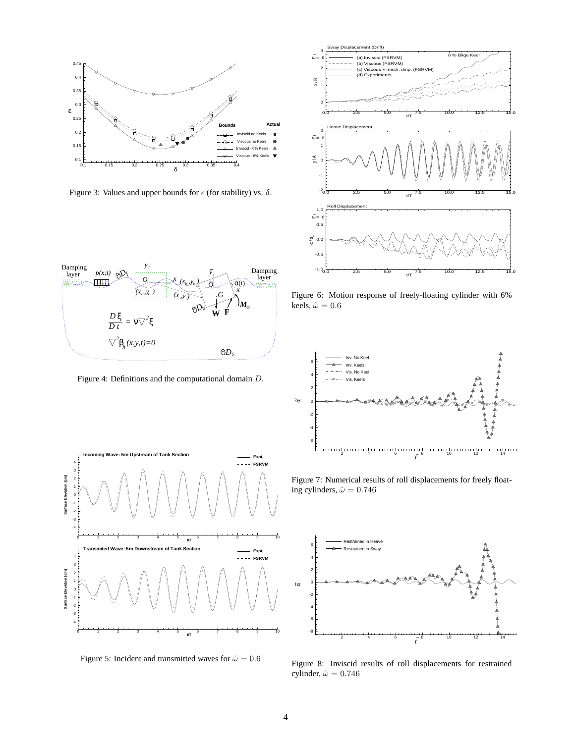ε

0.45

0.4

0.35

0.3

0.25

0.2

0.15

0.1

0.1 0.15 0.2 0.25 0.3 0.35 0.4

δ

Bounds

Actual

Inviscid no Keels

Viscous no Keels

Inviscid - 6% Keels

Viscous - 6% Keels

Figure 3: Values and upper bounds for $\epsilon$ (for stability) vs. $\delta$.

Damping layer

$p(x;t)$

$\partial D_f$

$y$

$O$

$x$

$(x_o, y_o)$

$(x_b, y_b)$

$(x, y)$

$\bar{y}$

$\bar{O}$

$\alpha(t)$

$\bar{x}$

$G$

$\partial D_b$

**W**

**F**

$M_o$

Damping layer

$$\frac{D\xi}{Dt} = \nu \nabla^2 \xi$$

$$\nabla^2 \beta_h(x,y,t) = 0$$

$\partial D_\Sigma$

Figure 4: Definitions and the computational domain $D$.

Incoming Wave: 5m Upstream of Tank Section

Expt.

FSRVM

Surface Elevation (cm)

t/T

Transmited Wave: 5m Downstream of Tank Section

Expt.

FSRVM

Surface Elevation (cm)

t/T

Figure 5: Incident and transmitted waves for $\tilde{\omega} = 0.6$

Sway Displacement (Drift)

$\tilde{\omega} = .6$

x / B

6 % Bilge Keel

(a) Inviscid (FSRVM)

(b) Viscous (FSRVM)

(c) Viscous + mech. dmp. (FSRVM)

(d) Experiments

t/T

Heave Displacement

$\tilde{\omega} = .6$

y / A

t/T

Roll Displacement

$\tilde{\omega} = .6$

$\alpha / \alpha_o$

t/T

Figure 6: Motion response of freely-floating cylinder with 6% keels, $\tilde{\omega} = 0.6$

$\tilde{\alpha}$

Inv. No Keel

Inv. Keels

Vis. No Keel

Vis. Keels

$\tilde{t}$

Figure 7: Numerical results of roll displacements for freely floating cylinders, $\tilde{\omega} = 0.746$

$\tilde{\alpha}$

Restrained in Heave

Restrained in Sway

$\tilde{t}$

Figure 8: Inviscid results of roll displacements for restrained cylinder, $\tilde{\omega} = 0.746$